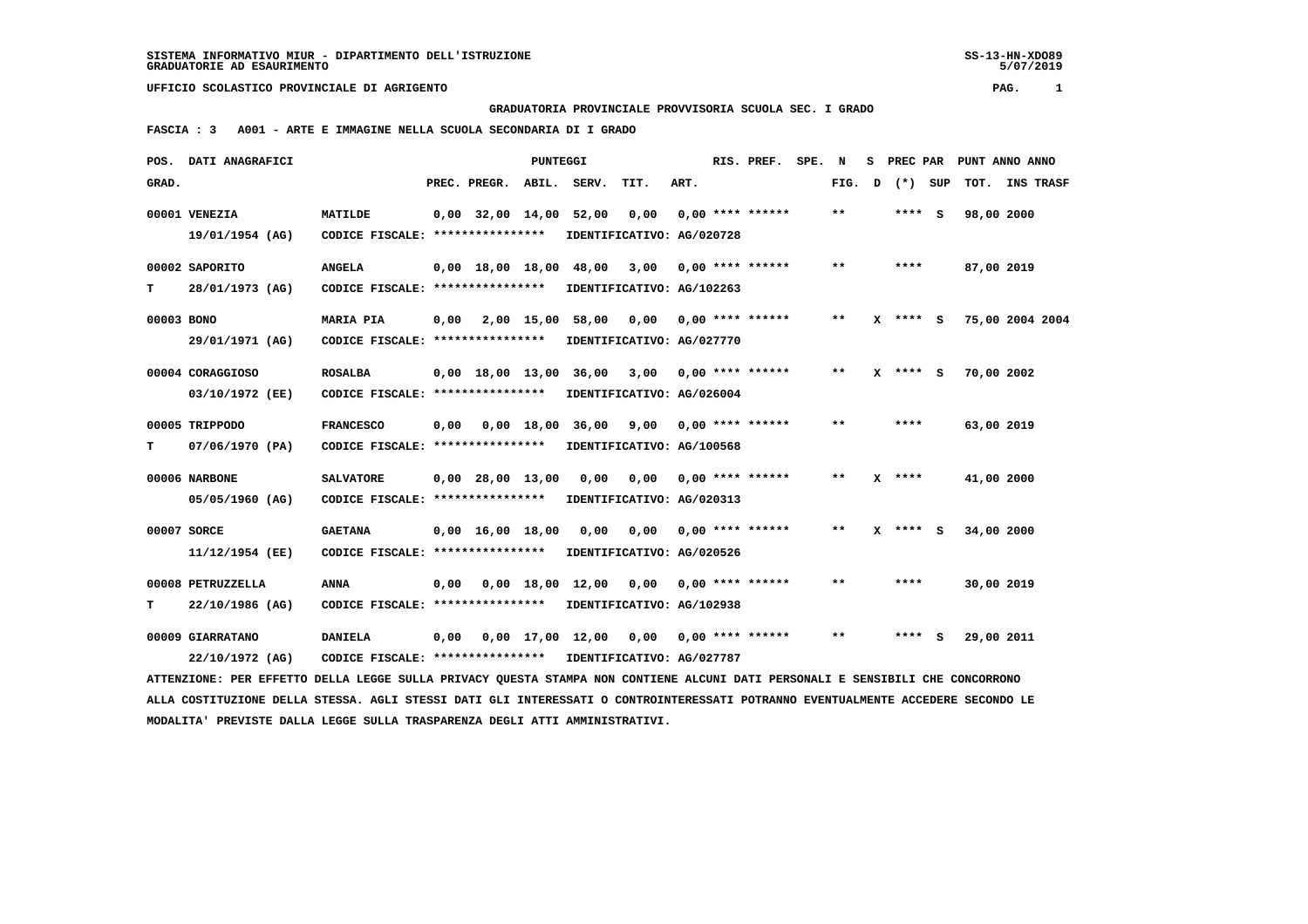SISTEMA INFORMATIVO MIUR - DIPARTIMENTO DELL'ISTRUZIONE
GRADUATORIE AD ESAURIMENTO

UFFICIO SCOLASTICO PROVINCIALE DI AGRIGENTO

GRADUATORIA PROVINCIALE PROVVISORIA SCUOLA SEC. I GRADO

FASCIA : 3 A001 - ARTE E IMMAGINE NELLA SCUOLA SECONDARIA DI I GRADO

| POS. GRAD. | DATI ANAGRAFICI | | PREC. | PREGR. | ABIL. | SERV. | TIT. | ART. | RIS. PREF. | SPE. | N FIG. | S D | PREC PAR (*) | SUP | PUNT TOT. | ANNO | ANNO INS TRASF |
|---|---|---|---|---|---|---|---|---|---|---|---|---|---|---|---|---|---|
| 00001 | VENEZIA 19/01/1954 (AG) | MATILDE CODICE FISCALE: **************** IDENTIFICATIVO: AG/020728 | 0,00 | 32,00 | 14,00 | 52,00 | 0,00 | 0,00 | **** ****** | | ** | | **** | S | 98,00 | 2000 | |
| 00002 T | SAPORITO 28/01/1973 (AG) | ANGELA CODICE FISCALE: **************** IDENTIFICATIVO: AG/102263 | 0,00 | 18,00 | 18,00 | 48,00 | 3,00 | 0,00 | **** ****** | | ** | | **** | | 87,00 | 2019 | |
| 00003 | BONO 29/01/1971 (AG) | MARIA PIA CODICE FISCALE: **************** IDENTIFICATIVO: AG/027770 | 0,00 | 2,00 | 15,00 | 58,00 | 0,00 | 0,00 | **** ****** | | ** | X | **** | S | 75,00 | 2004 | 2004 |
| 00004 | CORAGGIOSO 03/10/1972 (EE) | ROSALBA CODICE FISCALE: **************** IDENTIFICATIVO: AG/026004 | 0,00 | 18,00 | 13,00 | 36,00 | 3,00 | 0,00 | **** ****** | | ** | X | **** | S | 70,00 | 2002 | |
| 00005 T | TRIPPODO 07/06/1970 (PA) | FRANCESCO CODICE FISCALE: **************** IDENTIFICATIVO: AG/100568 | 0,00 | 0,00 | 18,00 | 36,00 | 9,00 | 0,00 | **** ****** | | ** | | **** | | 63,00 | 2019 | |
| 00006 | NARBONE 05/05/1960 (AG) | SALVATORE CODICE FISCALE: **************** IDENTIFICATIVO: AG/020313 | 0,00 | 28,00 | 13,00 | 0,00 | 0,00 | 0,00 | **** ****** | | ** | X | **** | | 41,00 | 2000 | |
| 00007 | SORCE 11/12/1954 (EE) | GAETANA CODICE FISCALE: **************** IDENTIFICATIVO: AG/020526 | 0,00 | 16,00 | 18,00 | 0,00 | 0,00 | 0,00 | **** ****** | | ** | X | **** | S | 34,00 | 2000 | |
| 00008 T | PETRUZZELLA 22/10/1986 (AG) | ANNA CODICE FISCALE: **************** IDENTIFICATIVO: AG/102938 | 0,00 | 0,00 | 18,00 | 12,00 | 0,00 | 0,00 | **** ****** | | ** | | **** | | 30,00 | 2019 | |
| 00009 | GIARRATANO 22/10/1972 (AG) | DANIELA CODICE FISCALE: **************** IDENTIFICATIVO: AG/027787 | 0,00 | 0,00 | 17,00 | 12,00 | 0,00 | 0,00 | **** ****** | | ** | | **** | S | 29,00 | 2011 | |

ATTENZIONE: PER EFFETTO DELLA LEGGE SULLA PRIVACY QUESTA STAMPA NON CONTIENE ALCUNI DATI PERSONALI E SENSIBILI CHE CONCORRONO ALLA COSTITUZIONE DELLA STESSA. AGLI STESSI DATI GLI INTERESSATI O CONTROINTERESSATI POTRANNO EVENTUALMENTE ACCEDERE SECONDO LE MODALITA' PREVISTE DALLA LEGGE SULLA TRASPARENZA DEGLI ATTI AMMINISTRATIVI.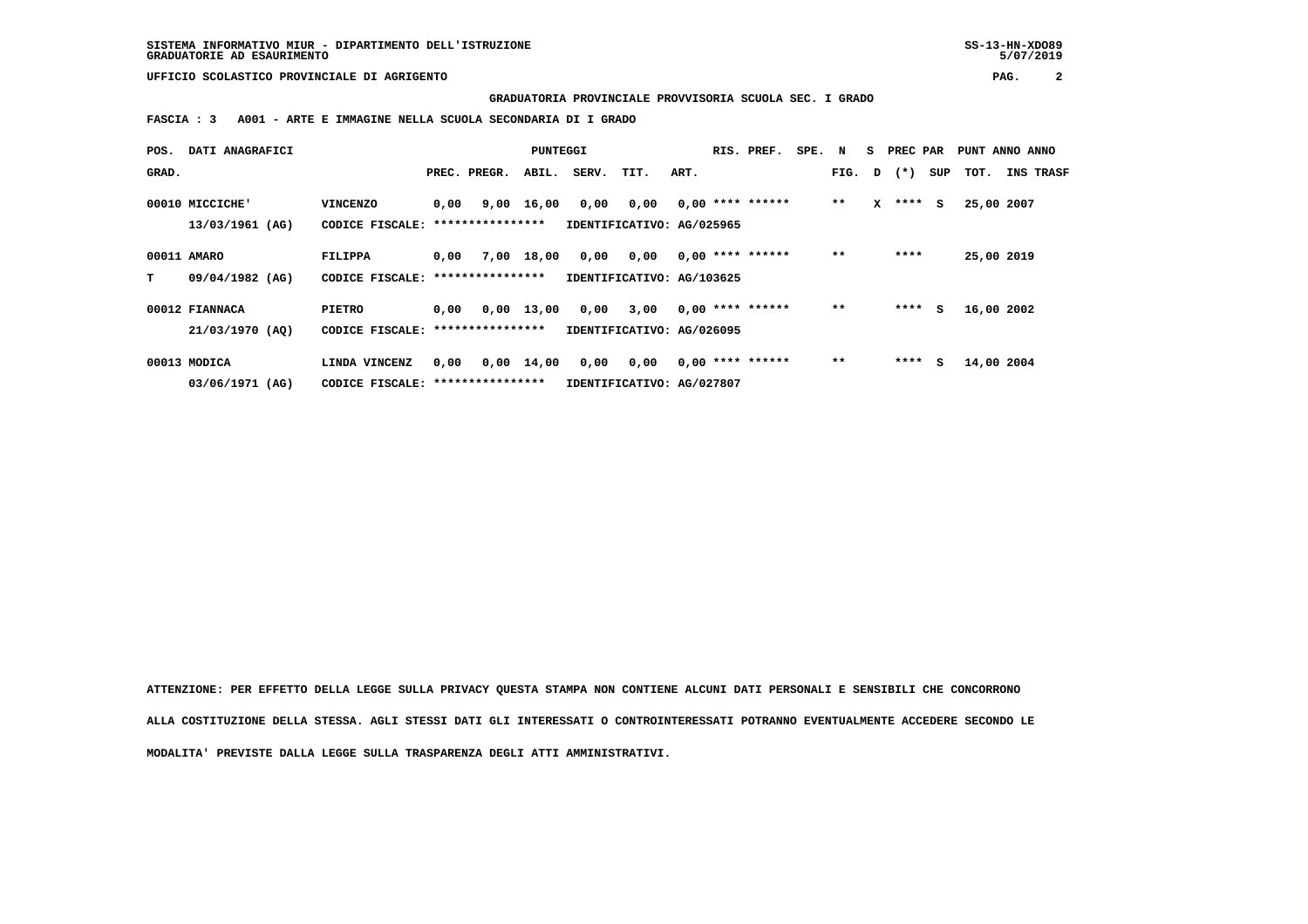GRADUATORIA PROVINCIALE PROVVISORIA SCUOLA SEC. I GRADO

FASCIA : 3 A001 - ARTE E IMMAGINE NELLA SCUOLA SECONDARIA DI I GRADO

| POS. GRAD. | DATI ANAGRAFICI | | PREC. | PREGR. | ABIL. | SERV. | TIT. | ART. | RIS. PREF. | SPE. | N FIG. | S D | PREC PAR (*) | SUP | PUNT TOT. | ANNO INS | ANNO TRASF |
|---|---|---|---|---|---|---|---|---|---|---|---|---|---|---|---|---|---|
| 00010 | MICCICHE' 13/03/1961 (AG) | VINCENZO CODICE FISCALE: **************** IDENTIFICATIVO: AG/025965 | 0,00 | 9,00 | 16,00 | 0,00 | 0,00 | 0,00 | **** ****** | | ** | X | **** | S | 25,00 | 2007 | |
| 00011 T | AMARO 09/04/1982 (AG) | FILIPPA CODICE FISCALE: **************** IDENTIFICATIVO: AG/103625 | 0,00 | 7,00 | 18,00 | 0,00 | 0,00 | 0,00 | **** ****** | | ** | | **** | | 25,00 | 2019 | |
| 00012 | FIANNACA 21/03/1970 (AQ) | PIETRO CODICE FISCALE: **************** IDENTIFICATIVO: AG/026095 | 0,00 | 0,00 | 13,00 | 0,00 | 3,00 | 0,00 | **** ****** | | ** | | **** | S | 16,00 | 2002 | |
| 00013 | MODICA 03/06/1971 (AG) | LINDA VINCENZ CODICE FISCALE: **************** IDENTIFICATIVO: AG/027807 | 0,00 | 0,00 | 14,00 | 0,00 | 0,00 | 0,00 | **** ****** | | ** | | **** | S | 14,00 | 2004 | |

ATTENZIONE: PER EFFETTO DELLA LEGGE SULLA PRIVACY QUESTA STAMPA NON CONTIENE ALCUNI DATI PERSONALI E SENSIBILI CHE CONCORRONO ALLA COSTITUZIONE DELLA STESSA. AGLI STESSI DATI GLI INTERESSATI O CONTROINTERESSATI POTRANNO EVENTUALMENTE ACCEDERE SECONDO LE MODALITA' PREVISTE DALLA LEGGE SULLA TRASPARENZA DEGLI ATTI AMMINISTRATIVI.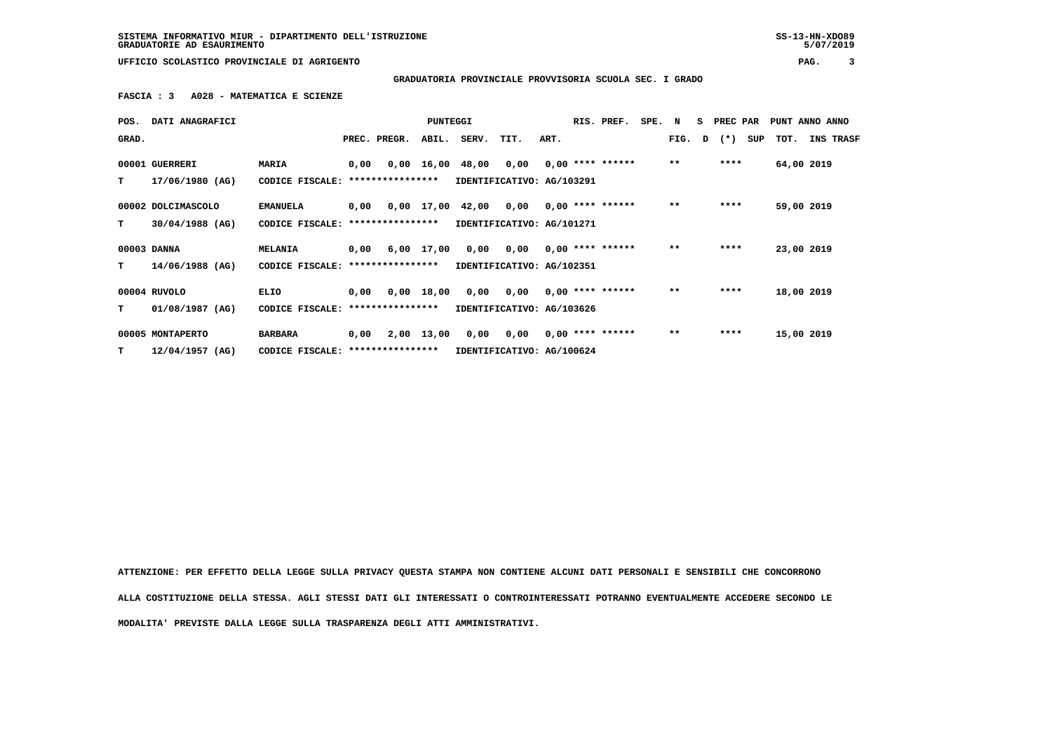SISTEMA INFORMATIVO MIUR - DIPARTIMENTO DELL'ISTRUZIONE
GRADUATORIE AD ESAURIMENTO

UFFICIO SCOLASTICO PROVINCIALE DI AGRIGENTO

**GRADUATORIA PROVINCIALE PROVVISORIA SCUOLA SEC. I GRADO**

**FASCIA : 3 A028 - MATEMATICA E SCIENZE**

| POS. GRAD. | DATI ANAGRAFICI | | PREC. | PREGR. | ABIL. | SERV. | TIT. | ART. | RIS. PREF. | SPE. | N FIG. | S D | PREC PAR (*) | SUP | PUNT TOT. | ANNO INS | ANNO TRASF |
|---|---|---|---|---|---|---|---|---|---|---|---|---|---|---|---|---|---|
| 00001 | GUERRERI | MARIA | 0,00 | 0,00 | 16,00 | 48,00 | 0,00 | 0,00 | **** ****** | | ** | | **** | | 64,00 | 2019 | |
| T | 17/06/1980 (AG) | CODICE FISCALE: **************** | | | | IDENTIFICATIVO: AG/103291 | | | | | | | | | | | |
| 00002 | DOLCIMASCOLO | EMANUELA | 0,00 | 0,00 | 17,00 | 42,00 | 0,00 | 0,00 | **** ****** | | ** | | **** | | 59,00 | 2019 | |
| T | 30/04/1988 (AG) | CODICE FISCALE: **************** | | | | IDENTIFICATIVO: AG/101271 | | | | | | | | | | | |
| 00003 | DANNA | MELANIA | 0,00 | 6,00 | 17,00 | 0,00 | 0,00 | 0,00 | **** ****** | | ** | | **** | | 23,00 | 2019 | |
| T | 14/06/1988 (AG) | CODICE FISCALE: **************** | | | | IDENTIFICATIVO: AG/102351 | | | | | | | | | | | |
| 00004 | RUVOLO | ELIO | 0,00 | 0,00 | 18,00 | 0,00 | 0,00 | 0,00 | **** ****** | | ** | | **** | | 18,00 | 2019 | |
| T | 01/08/1987 (AG) | CODICE FISCALE: **************** | | | | IDENTIFICATIVO: AG/103626 | | | | | | | | | | | |
| 00005 | MONTAPERTO | BARBARA | 0,00 | 2,00 | 13,00 | 0,00 | 0,00 | 0,00 | **** ****** | | ** | | **** | | 15,00 | 2019 | |
| T | 12/04/1957 (AG) | CODICE FISCALE: **************** | | | | IDENTIFICATIVO: AG/100624 | | | | | | | | | | | |

ATTENZIONE: PER EFFETTO DELLA LEGGE SULLA PRIVACY QUESTA STAMPA NON CONTIENE ALCUNI DATI PERSONALI E SENSIBILI CHE CONCORRONO ALLA COSTITUZIONE DELLA STESSA. AGLI STESSI DATI GLI INTERESSATI O CONTROINTERESSATI POTRANNO EVENTUALMENTE ACCEDERE SECONDO LE MODALITA' PREVISTE DALLA LEGGE SULLA TRASPARENZA DEGLI ATTI AMMINISTRATIVI.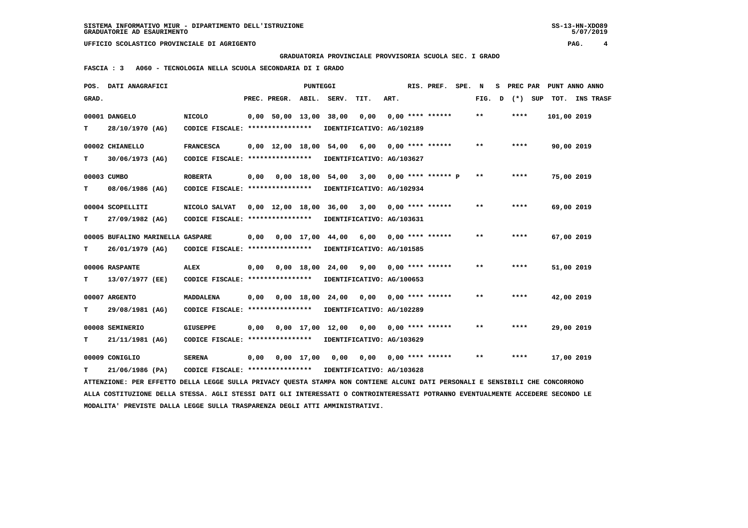SISTEMA INFORMATIVO MIUR - DIPARTIMENTO DELL'ISTRUZIONE
GRADUATORIE AD ESAURIMENTO

UFFICIO SCOLASTICO PROVINCIALE DI AGRIGENTO

GRADUATORIA PROVINCIALE PROVVISORIA SCUOLA SEC. I GRADO

FASCIA : 3 A060 - TECNOLOGIA NELLA SCUOLA SECONDARIA DI I GRADO

| POS. GRAD. | DATI ANAGRAFICI | | PREC. | PREGR. | ABIL. | SERV. | TIT. | ART. | RIS. PREF. | SPE. | N FIG. | S D | PREC PAR (*) SUP | PUNT ANNO TOT. | ANNO INS TRASF |
|---|---|---|---|---|---|---|---|---|---|---|---|---|---|---|---|
| 00001 | DANGELO | NICOLO | 0,00 | 50,00 | 13,00 | 38,00 | 0,00 | 0,00 | **** ****** | | ** | | **** | 101,00 | 2019 |
| T | 28/10/1970 (AG) | CODICE FISCALE: **************** | IDENTIFICATIVO: AG/102189 | | | | | | | | | | | | |
| 00002 | CHIANELLO | FRANCESCA | 0,00 | 12,00 | 18,00 | 54,00 | 6,00 | 0,00 | **** ****** | | ** | | **** | 90,00 | 2019 |
| T | 30/06/1973 (AG) | CODICE FISCALE: **************** | IDENTIFICATIVO: AG/103627 | | | | | | | | | | | | |
| 00003 | CUMBO | ROBERTA | 0,00 | 0,00 | 18,00 | 54,00 | 3,00 | 0,00 | **** ****** P | | ** | | **** | 75,00 | 2019 |
| T | 08/06/1986 (AG) | CODICE FISCALE: **************** | IDENTIFICATIVO: AG/102934 | | | | | | | | | | | | |
| 00004 | SCOPELLITI | NICOLO SALVAT | 0,00 | 12,00 | 18,00 | 36,00 | 3,00 | 0,00 | **** ****** | | ** | | **** | 69,00 | 2019 |
| T | 27/09/1982 (AG) | CODICE FISCALE: **************** | IDENTIFICATIVO: AG/103631 | | | | | | | | | | | | |
| 00005 | BUFALINO MARINELLA | GASPARE | 0,00 | 0,00 | 17,00 | 44,00 | 6,00 | 0,00 | **** ****** | | ** | | **** | 67,00 | 2019 |
| T | 26/01/1979 (AG) | CODICE FISCALE: **************** | IDENTIFICATIVO: AG/101585 | | | | | | | | | | | | |
| 00006 | RASPANTE | ALEX | 0,00 | 0,00 | 18,00 | 24,00 | 9,00 | 0,00 | **** ****** | | ** | | **** | 51,00 | 2019 |
| T | 13/07/1977 (EE) | CODICE FISCALE: **************** | IDENTIFICATIVO: AG/100653 | | | | | | | | | | | | |
| 00007 | ARGENTO | MADDALENA | 0,00 | 0,00 | 18,00 | 24,00 | 0,00 | 0,00 | **** ****** | | ** | | **** | 42,00 | 2019 |
| T | 29/08/1981 (AG) | CODICE FISCALE: **************** | IDENTIFICATIVO: AG/102289 | | | | | | | | | | | | |
| 00008 | SEMINERIO | GIUSEPPE | 0,00 | 0,00 | 17,00 | 12,00 | 0,00 | 0,00 | **** ****** | | ** | | **** | 29,00 | 2019 |
| T | 21/11/1981 (AG) | CODICE FISCALE: **************** | IDENTIFICATIVO: AG/103629 | | | | | | | | | | | | |
| 00009 | CONIGLIO | SERENA | 0,00 | 0,00 | 17,00 | 0,00 | 0,00 | 0,00 | **** ****** | | ** | | **** | 17,00 | 2019 |
| T | 21/06/1986 (PA) | CODICE FISCALE: **************** | IDENTIFICATIVO: AG/103628 | | | | | | | | | | | | |

ATTENZIONE: PER EFFETTO DELLA LEGGE SULLA PRIVACY QUESTA STAMPA NON CONTIENE ALCUNI DATI PERSONALI E SENSIBILI CHE CONCORRONO ALLA COSTITUZIONE DELLA STESSA. AGLI STESSI DATI GLI INTERESSATI O CONTROINTERESSATI POTRANNO EVENTUALMENTE ACCEDERE SECONDO LE MODALITA' PREVISTE DALLA LEGGE SULLA TRASPARENZA DEGLI ATTI AMMINISTRATIVI.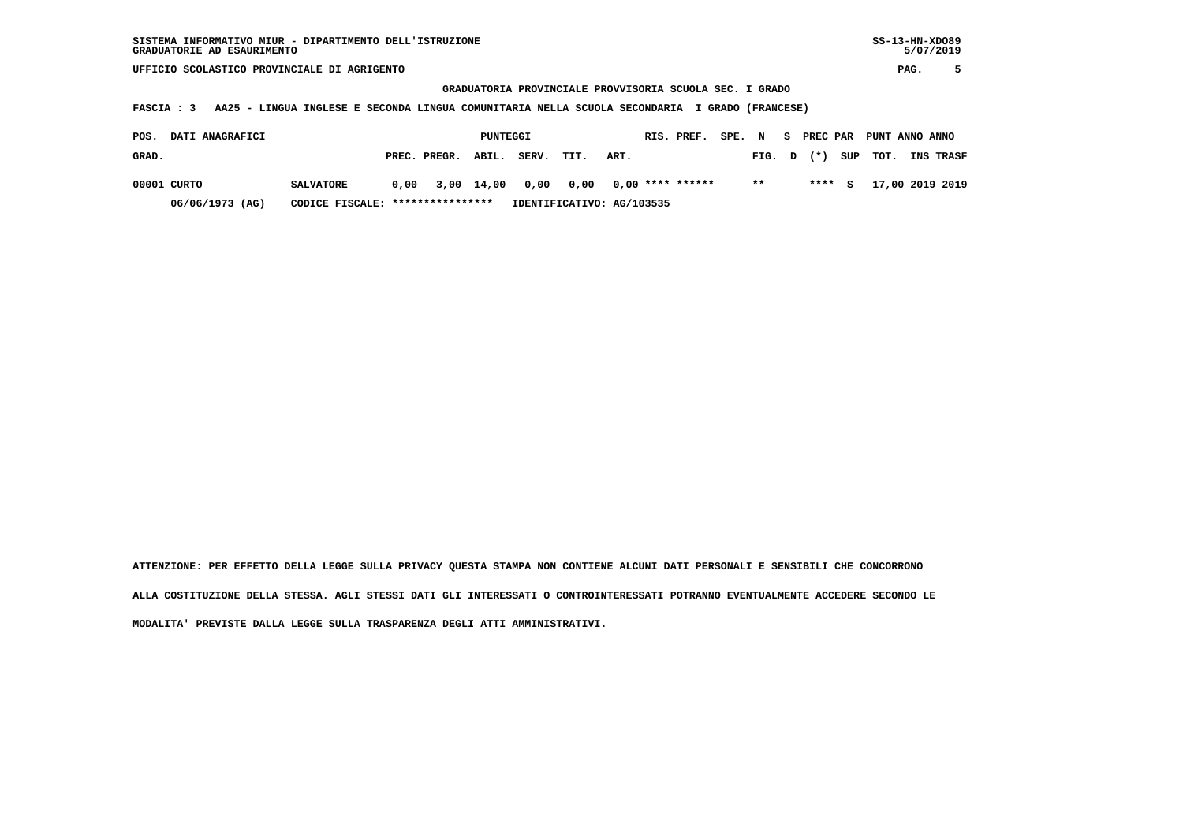GRADUATORIA PROVINCIALE PROVVISORIA SCUOLA SEC. I GRADO

FASCIA : 3 AA25 - LINGUA INGLESE E SECONDA LINGUA COMUNITARIA NELLA SCUOLA SECONDARIA I GRADO (FRANCESE)

| POS. GRAD. | DATI ANAGRAFICI | | PUNTEGGI PREC. | PREGR. | ABIL. | SERV. | TIT. | ART. | RIS. | PREF. | SPE. | N FIG. | S D | PREC PAR (*) | SUP | PUNT TOT. | ANNO INS | ANNO TRASF |
|---|---|---|---|---|---|---|---|---|---|---|---|---|---|---|---|---|---|---|
| 00001 | CURTO | SALVATORE | 0,00 | 3,00 | 14,00 | 0,00 | 0,00 | 0,00 | **** | ****** | | ** | | **** | S | 17,00 | 2019 | 2019 |
| | 06/06/1973 (AG) | CODICE FISCALE: **************** | IDENTIFICATIVO: AG/103535 | | | | | | | | | | | | | | | |

ATTENZIONE: PER EFFETTO DELLA LEGGE SULLA PRIVACY QUESTA STAMPA NON CONTIENE ALCUNI DATI PERSONALI E SENSIBILI CHE CONCORRONO ALLA COSTITUZIONE DELLA STESSA. AGLI STESSI DATI GLI INTERESSATI O CONTROINTERESSATI POTRANNO EVENTUALMENTE ACCEDERE SECONDO LE MODALITA' PREVISTE DALLA LEGGE SULLA TRASPARENZA DEGLI ATTI AMMINISTRATIVI.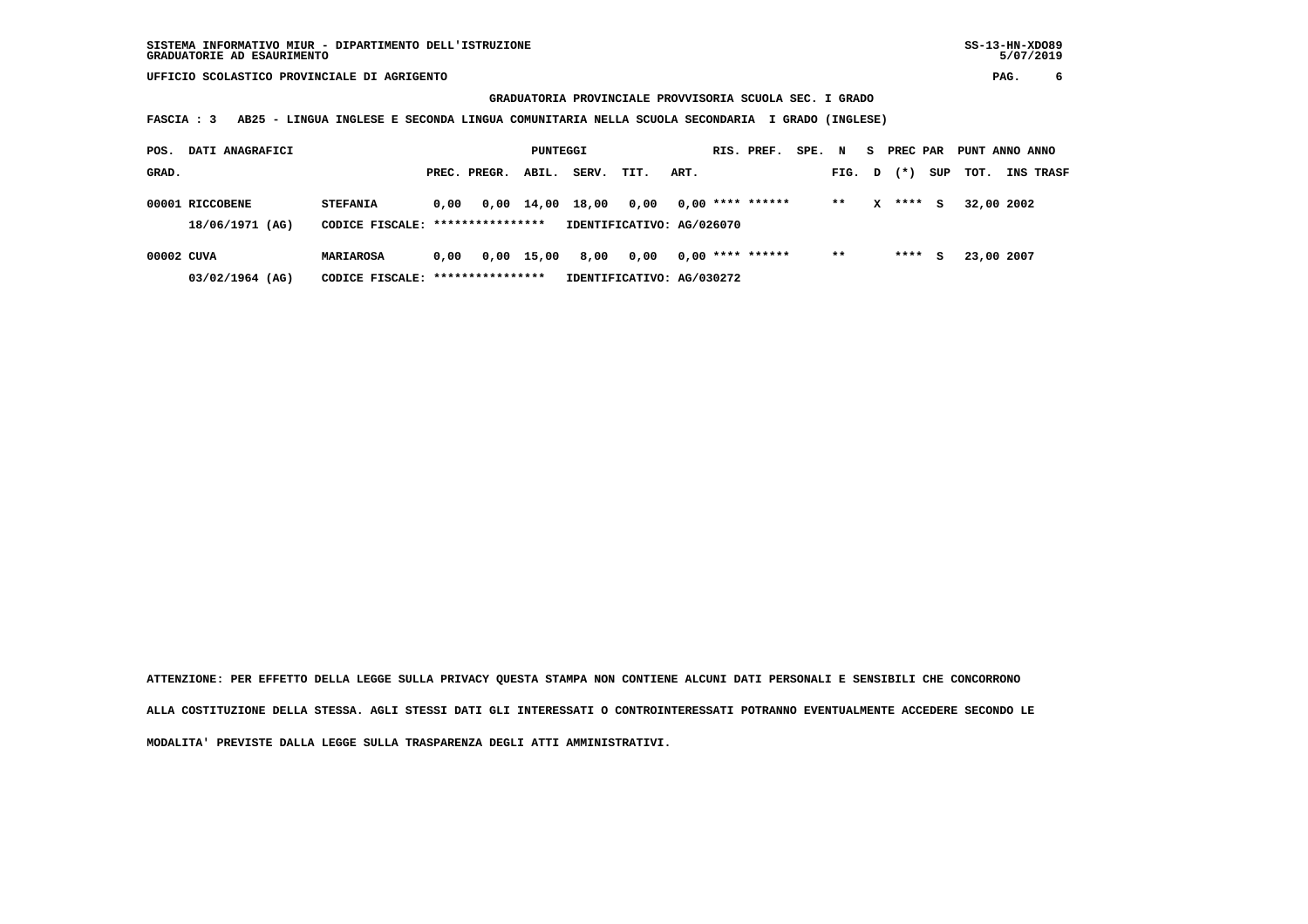SISTEMA INFORMATIVO MIUR - DIPARTIMENTO DELL'ISTRUZIONE
GRADUATORIE AD ESAURIMENTO

UFFICIO SCOLASTICO PROVINCIALE DI AGRIGENTO

GRADUATORIA PROVINCIALE PROVVISORIA SCUOLA SEC. I GRADO

FASCIA : 3 AB25 - LINGUA INGLESE E SECONDA LINGUA COMUNITARIA NELLA SCUOLA SECONDARIA I GRADO (INGLESE)

| POS. GRAD. | DATI ANAGRAFICI | | PREC. | PREGR. | ABIL. | SERV. | TIT. | ART. | RIS. | PREF. | SPE. | N FIG. | S D | PREC PAR (*) | SUP | PUNT TOT. | ANNO INS | ANNO TRASF |
|---|---|---|---|---|---|---|---|---|---|---|---|---|---|---|---|---|---|---|
| 00001 | RICCOBENE | STEFANIA | 0,00 | 0,00 | 14,00 | 18,00 | 0,00 | 0,00 | **** | ****** | | ** | X | **** | S | 32,00 | 2002 | |
| | 18/06/1971 (AG) | CODICE FISCALE: **************** | IDENTIFICATIVO: AG/026070 | | | | | | | | | | | | | | | |
| 00002 | CUVA | MARIAROSA | 0,00 | 0,00 | 15,00 | 8,00 | 0,00 | 0,00 | **** | ****** | | ** | | **** | S | 23,00 | 2007 | |
| | 03/02/1964 (AG) | CODICE FISCALE: **************** | IDENTIFICATIVO: AG/030272 | | | | | | | | | | | | | | | |

ATTENZIONE: PER EFFETTO DELLA LEGGE SULLA PRIVACY QUESTA STAMPA NON CONTIENE ALCUNI DATI PERSONALI E SENSIBILI CHE CONCORRONO ALLA COSTITUZIONE DELLA STESSA. AGLI STESSI DATI GLI INTERESSATI O CONTROINTERESSATI POTRANNO EVENTUALMENTE ACCEDERE SECONDO LE MODALITA' PREVISTE DALLA LEGGE SULLA TRASPARENZA DEGLI ATTI AMMINISTRATIVI.